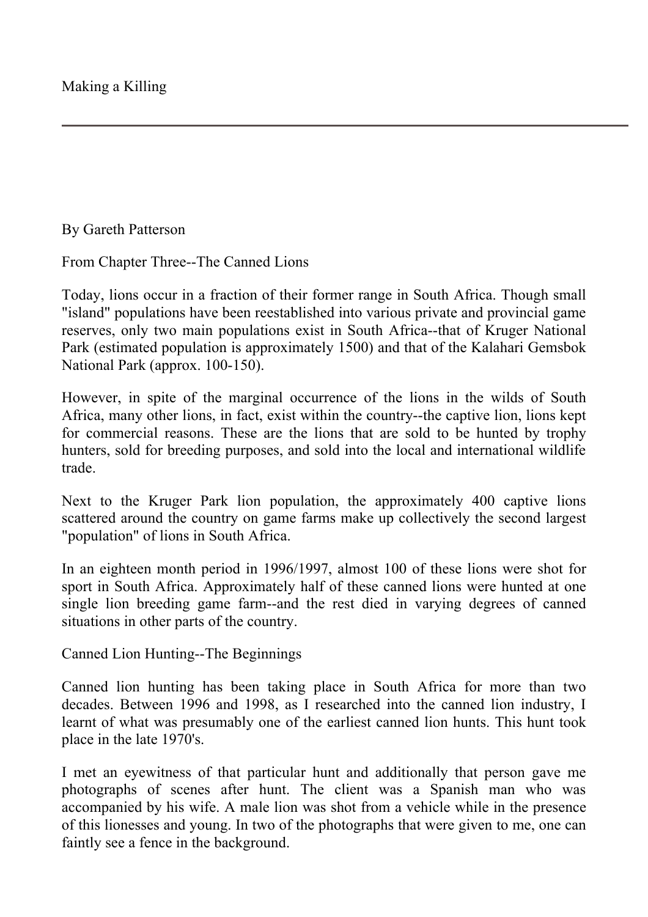# Making a Killing

---

By Gareth Patterson

From Chapter Three--The Canned Lions

Today, lions occur in a fraction of their former range in South Africa. Though small "island" populations have been reestablished into various private and provincial game reserves, only two main populations exist in South Africa--that of Kruger National Park (estimated population is approximately 1500) and that of the Kalahari Gemsbok National Park (approx. 100-150).

However, in spite of the marginal occurrence of the lions in the wilds of South Africa, many other lions, in fact, exist within the country--the captive lion, lions kept for commercial reasons. These are the lions that are sold to be hunted by trophy hunters, sold for breeding purposes, and sold into the local and international wildlife trade.

Next to the Kruger Park lion population, the approximately 400 captive lions scattered around the country on game farms make up collectively the second largest "population" of lions in South Africa.

In an eighteen month period in 1996/1997, almost 100 of these lions were shot for sport in South Africa. Approximately half of these canned lions were hunted at one single lion breeding game farm--and the rest died in varying degrees of canned situations in other parts of the country.

## Canned Lion Hunting--The Beginnings

Canned lion hunting has been taking place in South Africa for more than two decades. Between 1996 and 1998, as I researched into the canned lion industry, I learnt of what was presumably one of the earliest canned lion hunts. This hunt took place in the late 1970's.

I met an eyewitness of that particular hunt and additionally that person gave me photographs of scenes after hunt. The client was a Spanish man who was accompanied by his wife. A male lion was shot from a vehicle while in the presence of this lionesses and young. In two of the photographs that were given to me, one can faintly see a fence in the background.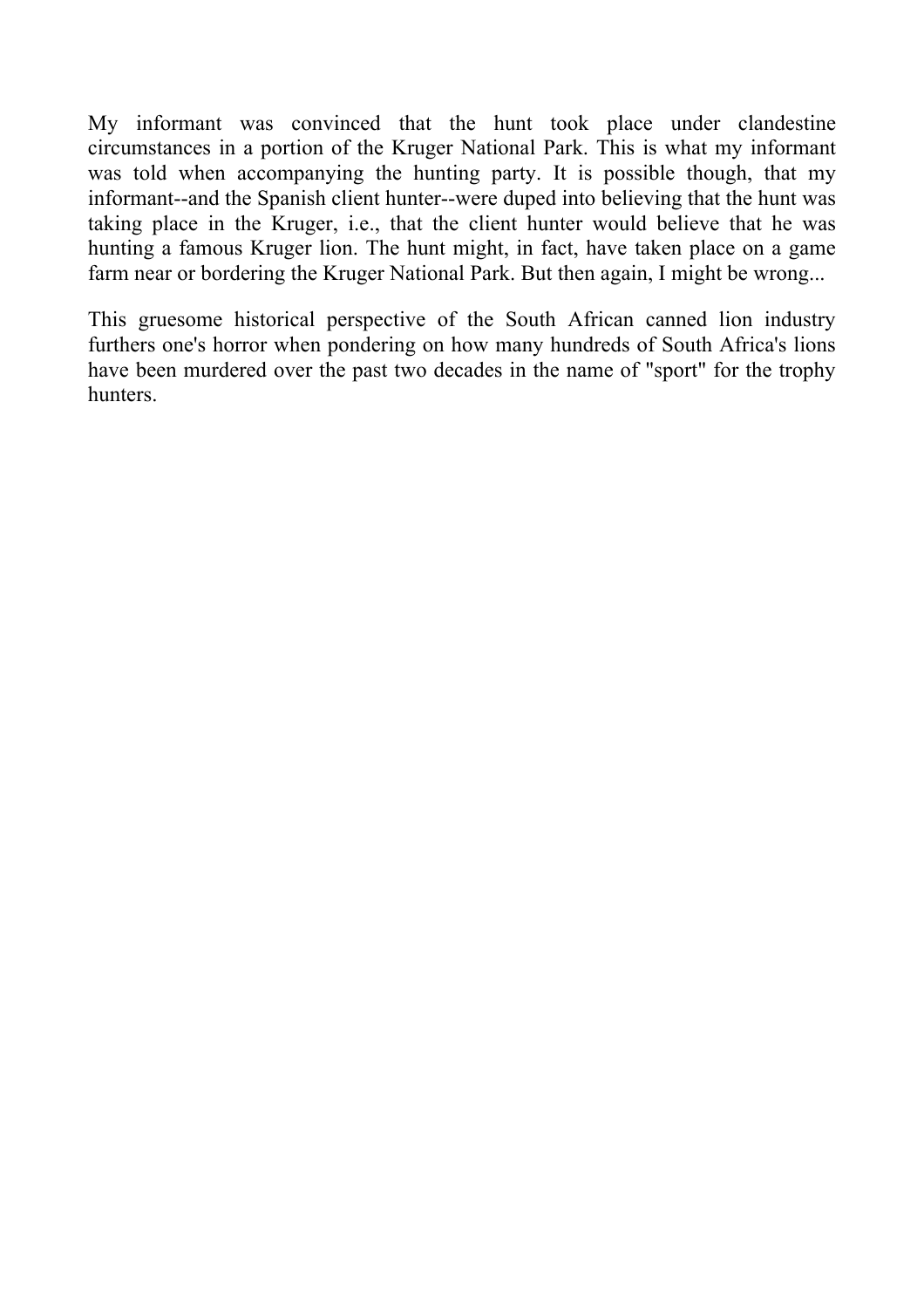My informant was convinced that the hunt took place under clandestine circumstances in a portion of the Kruger National Park. This is what my informant was told when accompanying the hunting party. It is possible though, that my informant--and the Spanish client hunter--were duped into believing that the hunt was taking place in the Kruger, i.e., that the client hunter would believe that he was hunting a famous Kruger lion. The hunt might, in fact, have taken place on a game farm near or bordering the Kruger National Park. But then again, I might be wrong...

This gruesome historical perspective of the South African canned lion industry furthers one's horror when pondering on how many hundreds of South Africa's lions have been murdered over the past two decades in the name of "sport" for the trophy hunters.